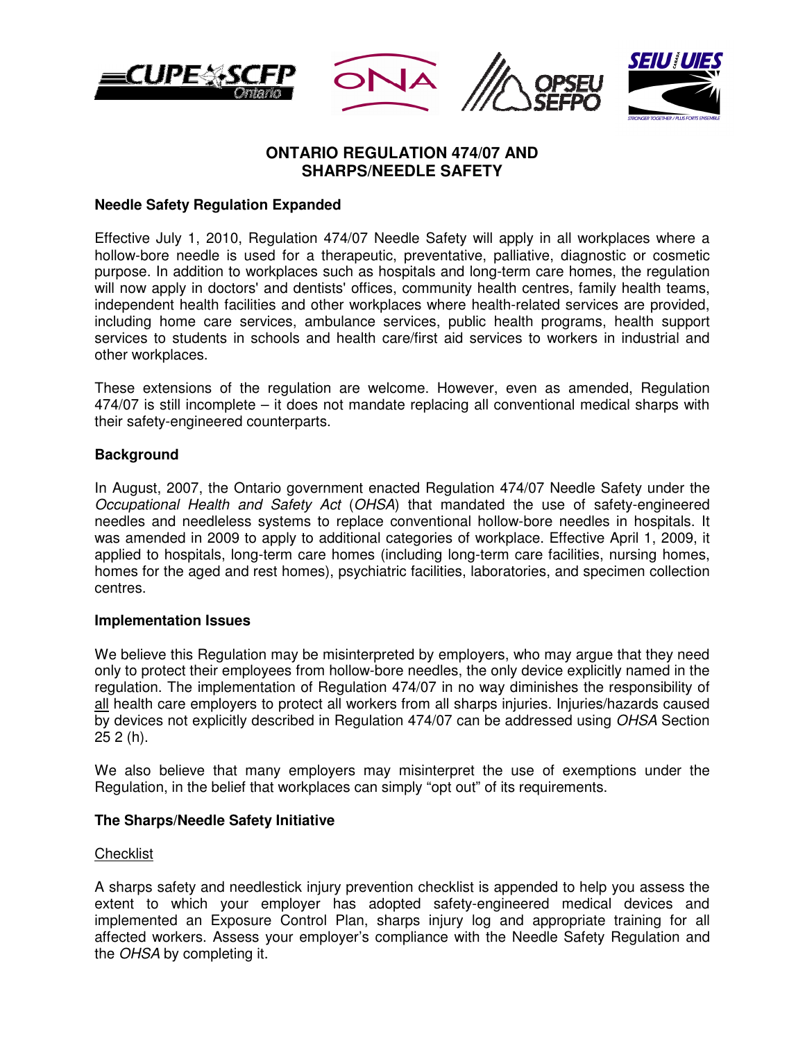# ONTARIO REGULATION 474/07 AND SHARPS/NEEDLE SAFETY

## Needle Safety Regulation Expanded

Effective July 1, 2010, Regulation 474/07 Needle Safety will apply in all workplaces where a hollow-bore needle is used for a therapeutic, preventative, palliative, diagnostic or cosmetic purpose. In addition to workplaces such as hospitals and long-term care homes, the regulation will now apply in doctors' and dentists' offices, community health centres, family health teams, independent health facilities and other workplaces where health-related services are provided, including home care services, ambulance services, public health programs, health support services to students in schools and health care/first aid services to workers in industrial and other workplaces.

These extensions of the regulation are welcome. However, even as amended, Regulation 474/07 is still incomplete – it does not mandate replacing all conventional medical sharps with their safety-engineered counterparts.

## Background

In August, 2007, the Ontario government enacted Regulation 474/07 Needle Safety under the *Occupational Health and Safety Act* (*OHSA*) that mandated the use of safety-engineered needles and needleless systems to replace conventional hollow-bore needles in hospitals. It was amended in 2009 to apply to additional categories of workplace. Effective April 1, 2009, it applied to hospitals, long-term care homes (including long-term care facilities, nursing homes, homes for the aged and rest homes), psychiatric facilities, laboratories, and specimen collection centres.

## Implementation Issues

We believe this Regulation may be misinterpreted by employers, who may argue that they need only to protect their employees from hollow-bore needles, the only device explicitly named in the regulation. The implementation of Regulation 474/07 in no way diminishes the responsibility of <u>all</u> health care employers to protect all workers from all sharps injuries. Injuries/hazards caused by devices not explicitly described in Regulation 474/07 can be addressed using *OHSA* Section 25 2 (h).

We also believe that many employers may misinterpret the use of exemptions under the Regulation, in the belief that workplaces can simply "opt out" of its requirements.

## The Sharps/Needle Safety Initiative

<u>Checklist</u>

A sharps safety and needlestick injury prevention checklist is appended to help you assess the extent to which your employer has adopted safety-engineered medical devices and implemented an Exposure Control Plan, sharps injury log and appropriate training for all affected workers. Assess your employer's compliance with the Needle Safety Regulation and the *OHSA* by completing it.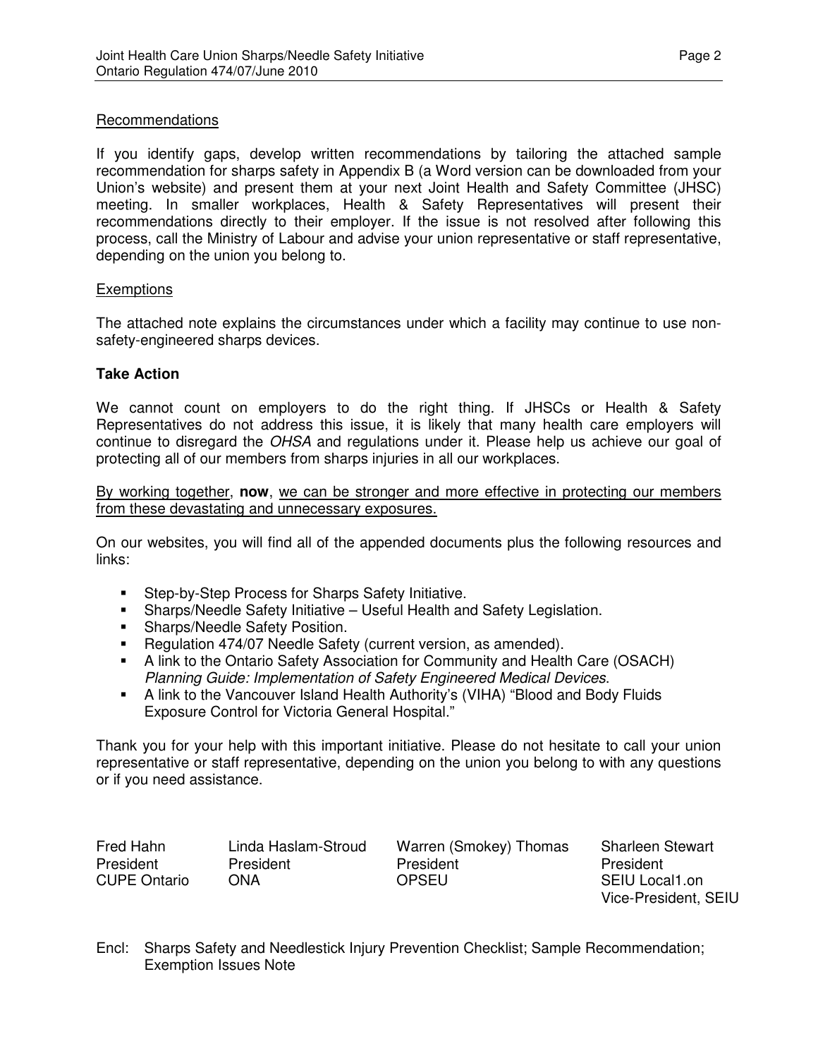## Recommendations

If you identify gaps, develop written recommendations by tailoring the attached sample recommendation for sharps safety in Appendix B (a Word version can be downloaded from your Union's website) and present them at your next Joint Health and Safety Committee (JHSC) meeting. In smaller workplaces, Health & Safety Representatives will present their recommendations directly to their employer. If the issue is not resolved after following this process, call the Ministry of Labour and advise your union representative or staff representative, depending on the union you belong to.

## Exemptions

The attached note explains the circumstances under which a facility may continue to use non-safety-engineered sharps devices.

### Take Action

We cannot count on employers to do the right thing. If JHSCs or Health & Safety Representatives do not address this issue, it is likely that many health care employers will continue to disregard the *OHSA* and regulations under it. Please help us achieve our goal of protecting all of our members from sharps injuries in all our workplaces.

By working together, **now**, we can be stronger and more effective in protecting our members from these devastating and unnecessary exposures.

On our websites, you will find all of the appended documents plus the following resources and links:

- Step-by-Step Process for Sharps Safety Initiative.
- Sharps/Needle Safety Initiative – Useful Health and Safety Legislation.
- Sharps/Needle Safety Position.
- Regulation 474/07 Needle Safety (current version, as amended).
- A link to the Ontario Safety Association for Community and Health Care (OSACH) *Planning Guide: Implementation of Safety Engineered Medical Devices*.
- A link to the Vancouver Island Health Authority's (VIHA) "Blood and Body Fluids Exposure Control for Victoria General Hospital."

Thank you for your help with this important initiative. Please do not hesitate to call your union representative or staff representative, depending on the union you belong to with any questions or if you need assistance.

| | | | |
|---|---|---|---|
| Fred Hahn<br>President<br>CUPE Ontario | Linda Haslam-Stroud<br>President<br>ONA | Warren (Smokey) Thomas<br>President<br>OPSEU | Sharleen Stewart<br>President<br>SEIU Local1.on<br>Vice-President, SEIU |

Encl: Sharps Safety and Needlestick Injury Prevention Checklist; Sample Recommendation; Exemption Issues Note